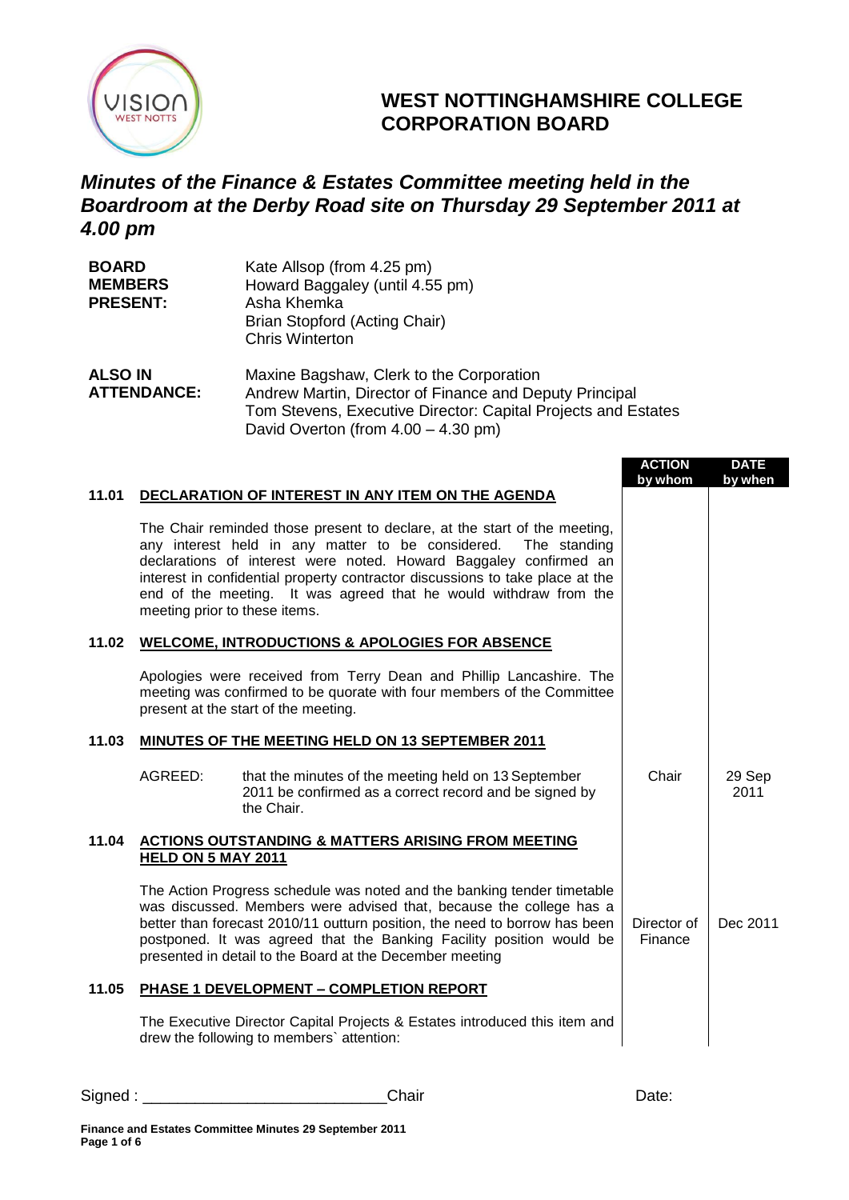# WEST NOTTINGHAMSHIRE COLLEGE CORPORATION BOARD

## *Minutes of the Finance & Estates Committee meeting held in the Boardroom at the Derby Road site on Thursday 29 September 2011 at 4.00 pm*

**BOARD MEMBERS PRESENT:**

Kate Allsop (from 4.25 pm)
Howard Baggaley (until 4.55 pm)
Asha Khemka
Brian Stopford (Acting Chair)
Chris Winterton

**ALSO IN ATTENDANCE:**

Maxine Bagshaw, Clerk to the Corporation
Andrew Martin, Director of Finance and Deputy Principal
Tom Stevens, Executive Director: Capital Projects and Estates
David Overton (from 4.00 – 4.30 pm)

| | | ACTION by whom | DATE by when |
|---|---|---|---|
| **11.01** | **DECLARATION OF INTEREST IN ANY ITEM ON THE AGENDA** | | |
| | The Chair reminded those present to declare, at the start of the meeting, any interest held in any matter to be considered. The standing declarations of interest were noted. Howard Baggaley confirmed an interest in confidential property contractor discussions to take place at the end of the meeting. It was agreed that he would withdraw from the meeting prior to these items. | | |
| **11.02** | **WELCOME, INTRODUCTIONS & APOLOGIES FOR ABSENCE** | | |
| | Apologies were received from Terry Dean and Phillip Lancashire. The meeting was confirmed to be quorate with four members of the Committee present at the start of the meeting. | | |
| **11.03** | **MINUTES OF THE MEETING HELD ON 13 SEPTEMBER 2011** | | |
| | AGREED: that the minutes of the meeting held on 13 September 2011 be confirmed as a correct record and be signed by the Chair. | Chair | 29 Sep 2011 |
| **11.04** | **ACTIONS OUTSTANDING & MATTERS ARISING FROM MEETING HELD ON 5 MAY 2011** | | |
| | The Action Progress schedule was noted and the banking tender timetable was discussed. Members were advised that, because the college has a better than forecast 2010/11 outturn position, the need to borrow has been postponed. It was agreed that the Banking Facility position would be presented in detail to the Board at the December meeting | Director of Finance | Dec 2011 |
| **11.05** | **PHASE 1 DEVELOPMENT – COMPLETION REPORT** | | |
| | The Executive Director Capital Projects & Estates introduced this item and drew the following to members` attention: | | |

Signed : ___________________________Chair Date: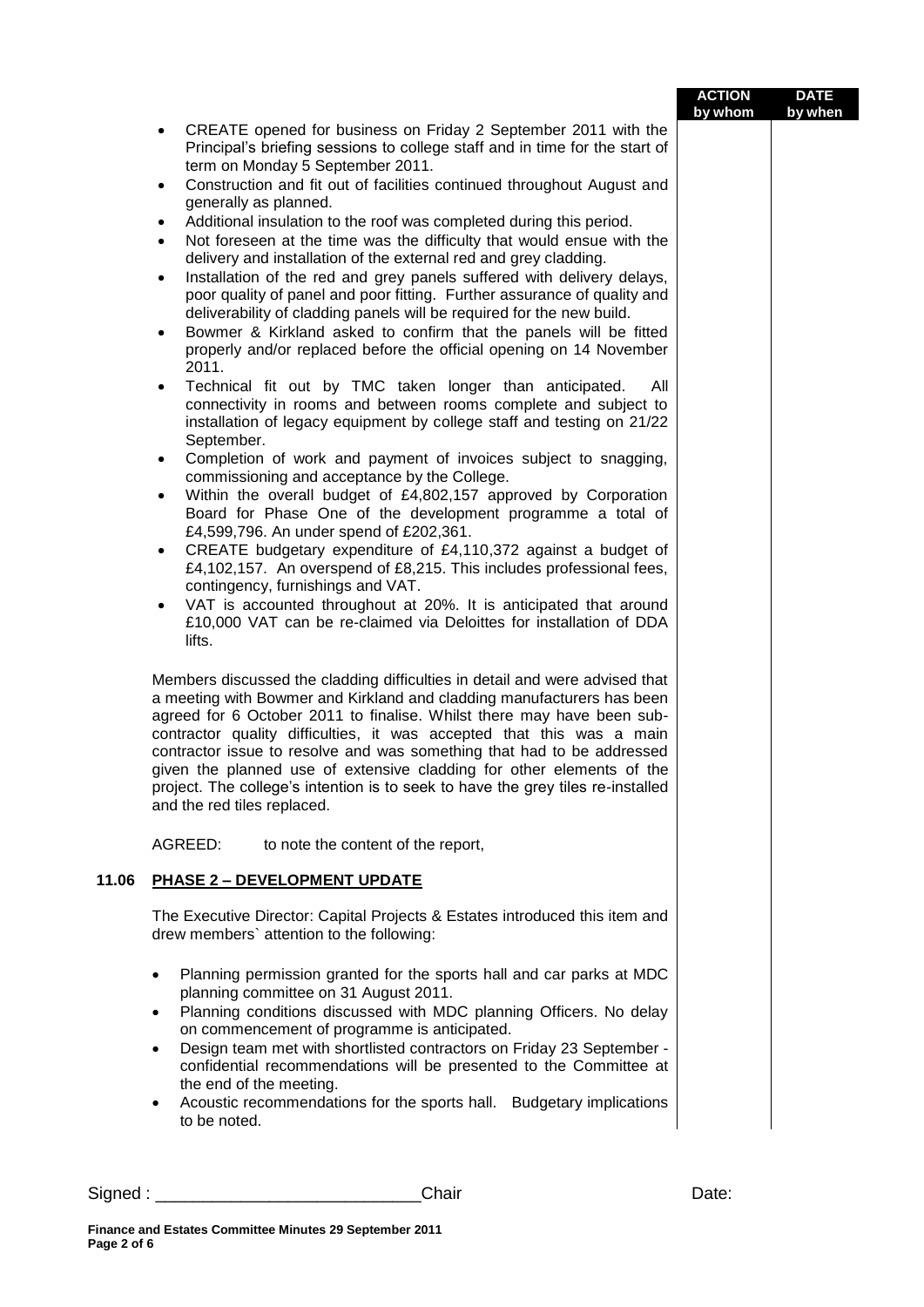| | | ACTION by whom | DATE by when |
|---|---|---|---|

- CREATE opened for business on Friday 2 September 2011 with the Principal's briefing sessions to college staff and in time for the start of term on Monday 5 September 2011.
- Construction and fit out of facilities continued throughout August and generally as planned.
- Additional insulation to the roof was completed during this period.
- Not foreseen at the time was the difficulty that would ensue with the delivery and installation of the external red and grey cladding.
- Installation of the red and grey panels suffered with delivery delays, poor quality of panel and poor fitting. Further assurance of quality and deliverability of cladding panels will be required for the new build.
- Bowmer & Kirkland asked to confirm that the panels will be fitted properly and/or replaced before the official opening on 14 November 2011.
- Technical fit out by TMC taken longer than anticipated. All connectivity in rooms and between rooms complete and subject to installation of legacy equipment by college staff and testing on 21/22 September.
- Completion of work and payment of invoices subject to snagging, commissioning and acceptance by the College.
- Within the overall budget of £4,802,157 approved by Corporation Board for Phase One of the development programme a total of £4,599,796. An under spend of £202,361.
- CREATE budgetary expenditure of £4,110,372 against a budget of £4,102,157. An overspend of £8,215. This includes professional fees, contingency, furnishings and VAT.
- VAT is accounted throughout at 20%. It is anticipated that around £10,000 VAT can be re-claimed via Deloittes for installation of DDA lifts.

Members discussed the cladding difficulties in detail and were advised that a meeting with Bowmer and Kirkland and cladding manufacturers has been agreed for 6 October 2011 to finalise. Whilst there may have been sub-contractor quality difficulties, it was accepted that this was a main contractor issue to resolve and was something that had to be addressed given the planned use of extensive cladding for other elements of the project. The college's intention is to seek to have the grey tiles re-installed and the red tiles replaced.

AGREED: to note the content of the report,

## 11.06 PHASE 2 – DEVELOPMENT UPDATE

The Executive Director: Capital Projects & Estates introduced this item and drew members` attention to the following:

- Planning permission granted for the sports hall and car parks at MDC planning committee on 31 August 2011.
- Planning conditions discussed with MDC planning Officers. No delay on commencement of programme is anticipated.
- Design team met with shortlisted contractors on Friday 23 September - confidential recommendations will be presented to the Committee at the end of the meeting.
- Acoustic recommendations for the sports hall. Budgetary implications to be noted.

Signed : ___________________________Chair Date:

**Finance and Estates Committee Minutes 29 September 2011**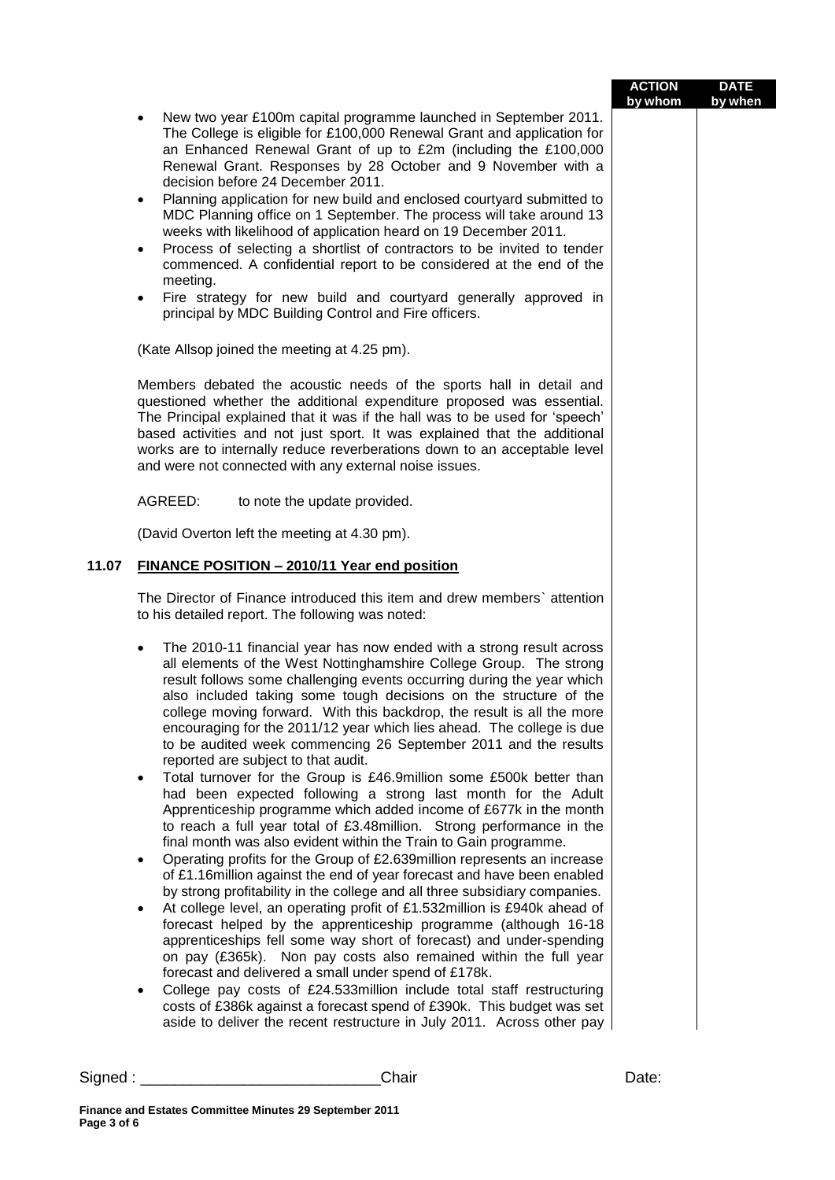| | ACTION by whom | DATE by when |
|---|---|---|

- New two year £100m capital programme launched in September 2011. The College is eligible for £100,000 Renewal Grant and application for an Enhanced Renewal Grant of up to £2m (including the £100,000 Renewal Grant. Responses by 28 October and 9 November with a decision before 24 December 2011.
- Planning application for new build and enclosed courtyard submitted to MDC Planning office on 1 September. The process will take around 13 weeks with likelihood of application heard on 19 December 2011.
- Process of selecting a shortlist of contractors to be invited to tender commenced. A confidential report to be considered at the end of the meeting.
- Fire strategy for new build and courtyard generally approved in principal by MDC Building Control and Fire officers.

(Kate Allsop joined the meeting at 4.25 pm).

Members debated the acoustic needs of the sports hall in detail and questioned whether the additional expenditure proposed was essential. The Principal explained that it was if the hall was to be used for 'speech' based activities and not just sport. It was explained that the additional works are to internally reduce reverberations down to an acceptable level and were not connected with any external noise issues.

AGREED: to note the update provided.

(David Overton left the meeting at 4.30 pm).

## 11.07 FINANCE POSITION – 2010/11 Year end position

The Director of Finance introduced this item and drew members` attention to his detailed report. The following was noted:

- The 2010-11 financial year has now ended with a strong result across all elements of the West Nottinghamshire College Group. The strong result follows some challenging events occurring during the year which also included taking some tough decisions on the structure of the college moving forward. With this backdrop, the result is all the more encouraging for the 2011/12 year which lies ahead. The college is due to be audited week commencing 26 September 2011 and the results reported are subject to that audit.
- Total turnover for the Group is £46.9million some £500k better than had been expected following a strong last month for the Adult Apprenticeship programme which added income of £677k in the month to reach a full year total of £3.48million. Strong performance in the final month was also evident within the Train to Gain programme.
- Operating profits for the Group of £2.639million represents an increase of £1.16million against the end of year forecast and have been enabled by strong profitability in the college and all three subsidiary companies.
- At college level, an operating profit of £1.532million is £940k ahead of forecast helped by the apprenticeship programme (although 16-18 apprenticeships fell some way short of forecast) and under-spending on pay (£365k). Non pay costs also remained within the full year forecast and delivered a small under spend of £178k.
- College pay costs of £24.533million include total staff restructuring costs of £386k against a forecast spend of £390k. This budget was set aside to deliver the recent restructure in July 2011. Across other pay

Signed : ____________________________Chair Date:

**Finance and Estates Committee Minutes 29 September 2011**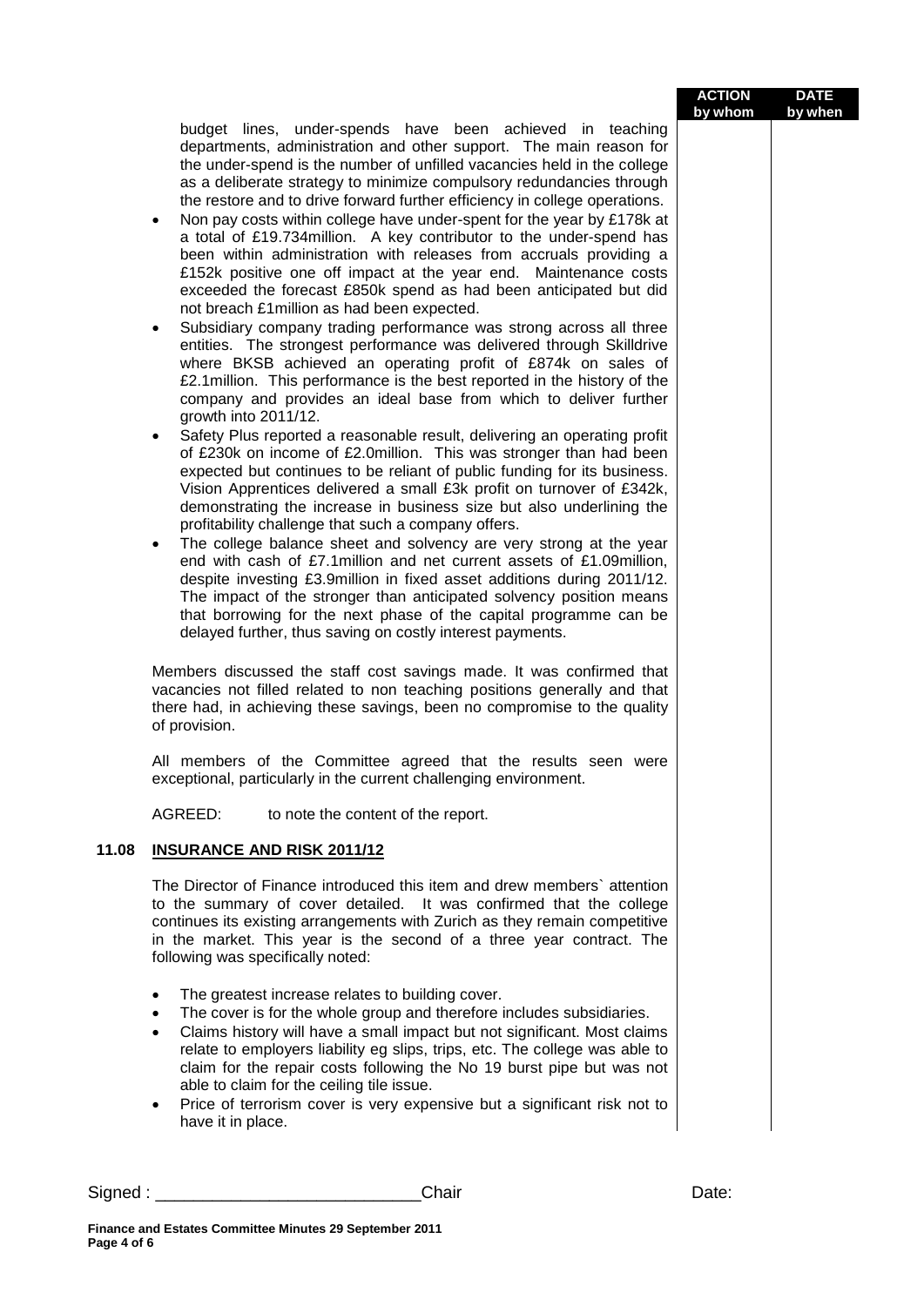| | ACTION by whom | DATE by when |
|---|---|---|

budget lines, under-spends have been achieved in teaching departments, administration and other support. The main reason for the under-spend is the number of unfilled vacancies held in the college as a deliberate strategy to minimize compulsory redundancies through the restore and to drive forward further efficiency in college operations.

- Non pay costs within college have under-spent for the year by £178k at a total of £19.734million. A key contributor to the under-spend has been within administration with releases from accruals providing a £152k positive one off impact at the year end. Maintenance costs exceeded the forecast £850k spend as had been anticipated but did not breach £1million as had been expected.
- Subsidiary company trading performance was strong across all three entities. The strongest performance was delivered through Skilldrive where BKSB achieved an operating profit of £874k on sales of £2.1million. This performance is the best reported in the history of the company and provides an ideal base from which to deliver further growth into 2011/12.
- Safety Plus reported a reasonable result, delivering an operating profit of £230k on income of £2.0million. This was stronger than had been expected but continues to be reliant of public funding for its business. Vision Apprentices delivered a small £3k profit on turnover of £342k, demonstrating the increase in business size but also underlining the profitability challenge that such a company offers.
- The college balance sheet and solvency are very strong at the year end with cash of £7.1million and net current assets of £1.09million, despite investing £3.9million in fixed asset additions during 2011/12. The impact of the stronger than anticipated solvency position means that borrowing for the next phase of the capital programme can be delayed further, thus saving on costly interest payments.

Members discussed the staff cost savings made. It was confirmed that vacancies not filled related to non teaching positions generally and that there had, in achieving these savings, been no compromise to the quality of provision.

All members of the Committee agreed that the results seen were exceptional, particularly in the current challenging environment.

AGREED: to note the content of the report.

## 11.08 INSURANCE AND RISK 2011/12

The Director of Finance introduced this item and drew members` attention to the summary of cover detailed. It was confirmed that the college continues its existing arrangements with Zurich as they remain competitive in the market. This year is the second of a three year contract. The following was specifically noted:

- The greatest increase relates to building cover.
- The cover is for the whole group and therefore includes subsidiaries.
- Claims history will have a small impact but not significant. Most claims relate to employers liability eg slips, trips, etc. The college was able to claim for the repair costs following the No 19 burst pipe but was not able to claim for the ceiling tile issue.
- Price of terrorism cover is very expensive but a significant risk not to have it in place.

Signed : ____________________________Chair Date: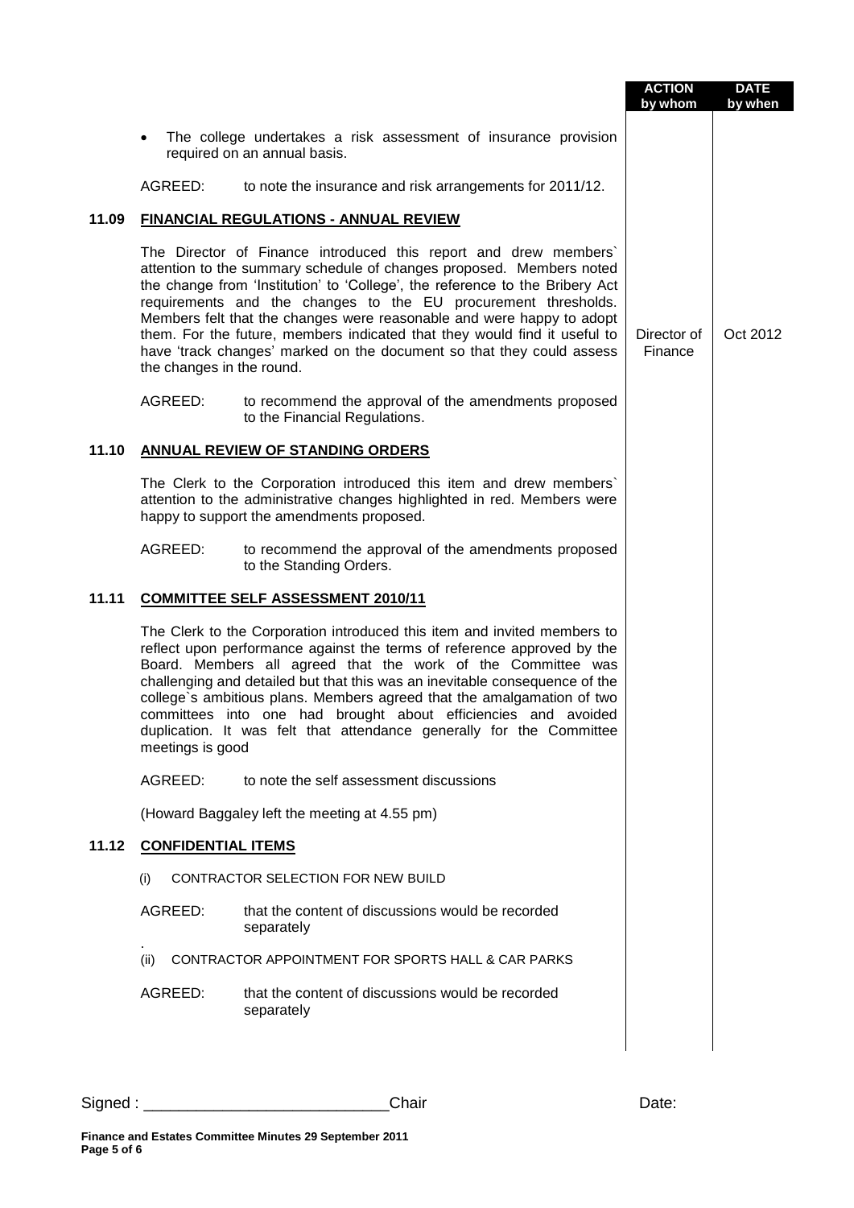| | | ACTION by whom | DATE by when |
|---|---|---|---|
| | • The college undertakes a risk assessment of insurance provision required on an annual basis. | | |
| | AGREED: to note the insurance and risk arrangements for 2011/12. | | |
| **11.09** | **FINANCIAL REGULATIONS - ANNUAL REVIEW** | | |
| | The Director of Finance introduced this report and drew members` attention to the summary schedule of changes proposed. Members noted the change from 'Institution' to 'College', the reference to the Bribery Act requirements and the changes to the EU procurement thresholds. Members felt that the changes were reasonable and were happy to adopt them. For the future, members indicated that they would find it useful to have 'track changes' marked on the document so that they could assess the changes in the round. | Director of Finance | Oct 2012 |
| | AGREED: to recommend the approval of the amendments proposed to the Financial Regulations. | | |
| **11.10** | **ANNUAL REVIEW OF STANDING ORDERS** | | |
| | The Clerk to the Corporation introduced this item and drew members` attention to the administrative changes highlighted in red. Members were happy to support the amendments proposed. | | |
| | AGREED: to recommend the approval of the amendments proposed to the Standing Orders. | | |
| **11.11** | **COMMITTEE SELF ASSESSMENT 2010/11** | | |
| | The Clerk to the Corporation introduced this item and invited members to reflect upon performance against the terms of reference approved by the Board. Members all agreed that the work of the Committee was challenging and detailed but that this was an inevitable consequence of the college`s ambitious plans. Members agreed that the amalgamation of two committees into one had brought about efficiencies and avoided duplication. It was felt that attendance generally for the Committee meetings is good | | |
| | AGREED: to note the self assessment discussions | | |
| | (Howard Baggaley left the meeting at 4.55 pm) | | |
| **11.12** | **CONFIDENTIAL ITEMS** | | |
| | (i) CONTRACTOR SELECTION FOR NEW BUILD | | |
| | AGREED: that the content of discussions would be recorded separately | | |
| | (ii) CONTRACTOR APPOINTMENT FOR SPORTS HALL & CAR PARKS | | |
| | AGREED: that the content of discussions would be recorded separately | | |

Signed : ___________________________Chair Date:

**Finance and Estates Committee Minutes 29 September 2011**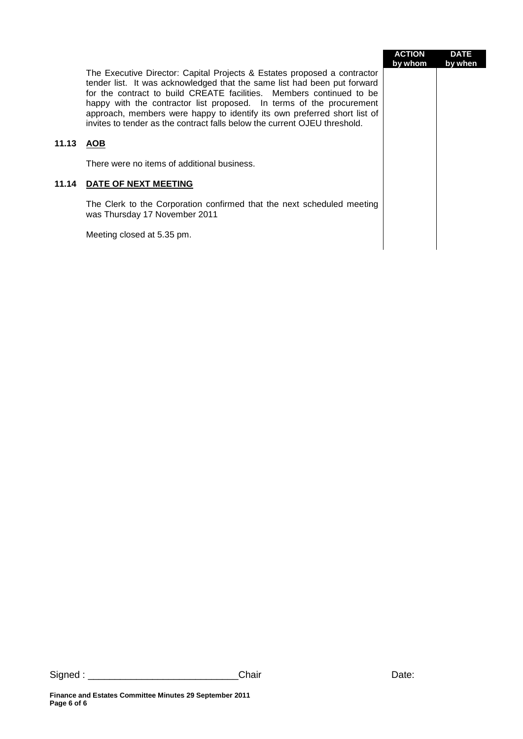| | ACTION by whom | DATE by when |
|---|---|---|
| The Executive Director: Capital Projects & Estates proposed a contractor tender list. It was acknowledged that the same list had been put forward for the contract to build CREATE facilities. Members continued to be happy with the contractor list proposed. In terms of the procurement approach, members were happy to identify its own preferred short list of invites to tender as the contract falls below the current OJEU threshold. | | |

**11.13 AOB**

There were no items of additional business.

**11.14 DATE OF NEXT MEETING**

The Clerk to the Corporation confirmed that the next scheduled meeting was Thursday 17 November 2011

Meeting closed at 5.35 pm.

Signed : ___________________________Chair Date: